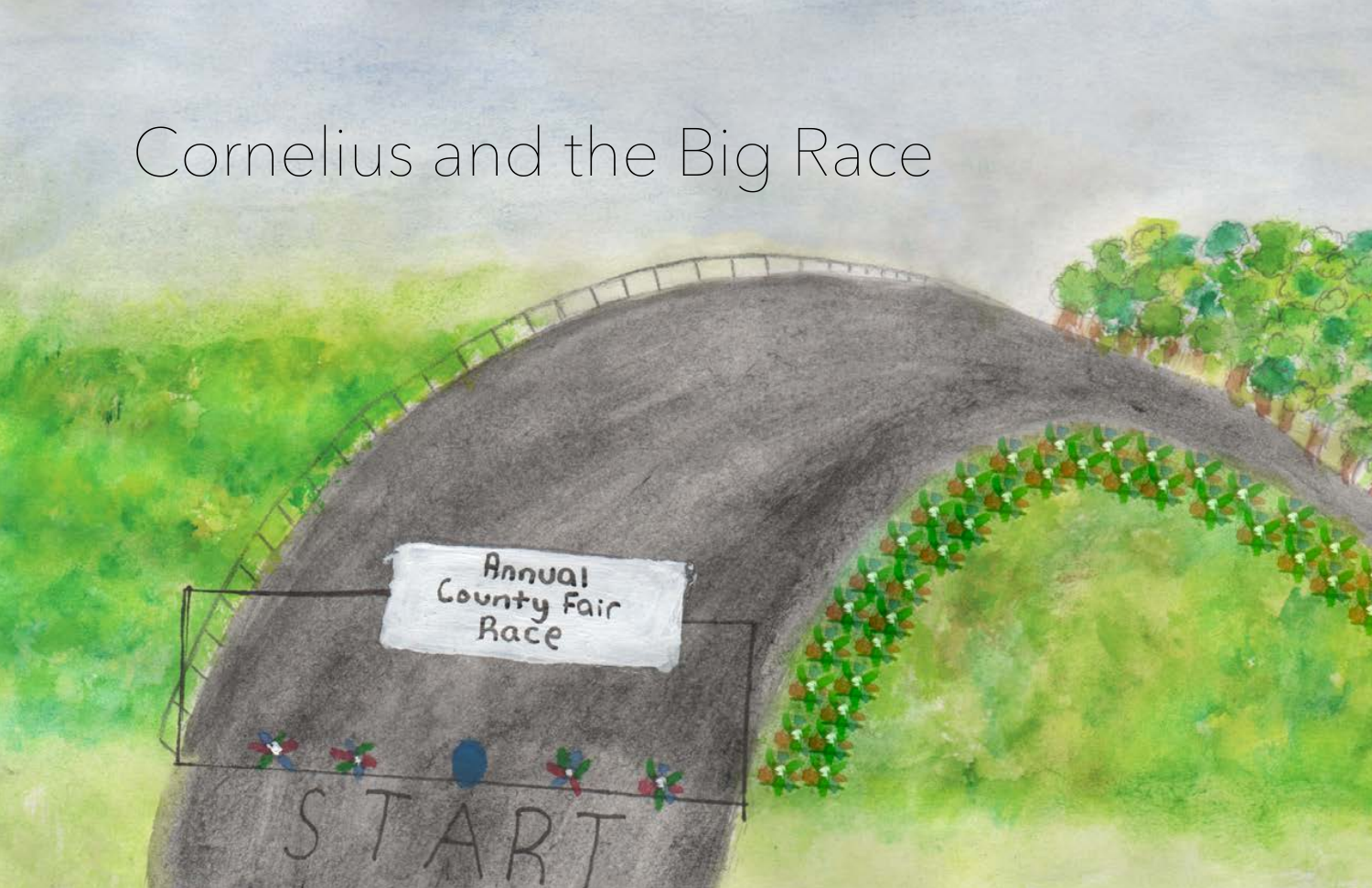# Cornelius and the Big Race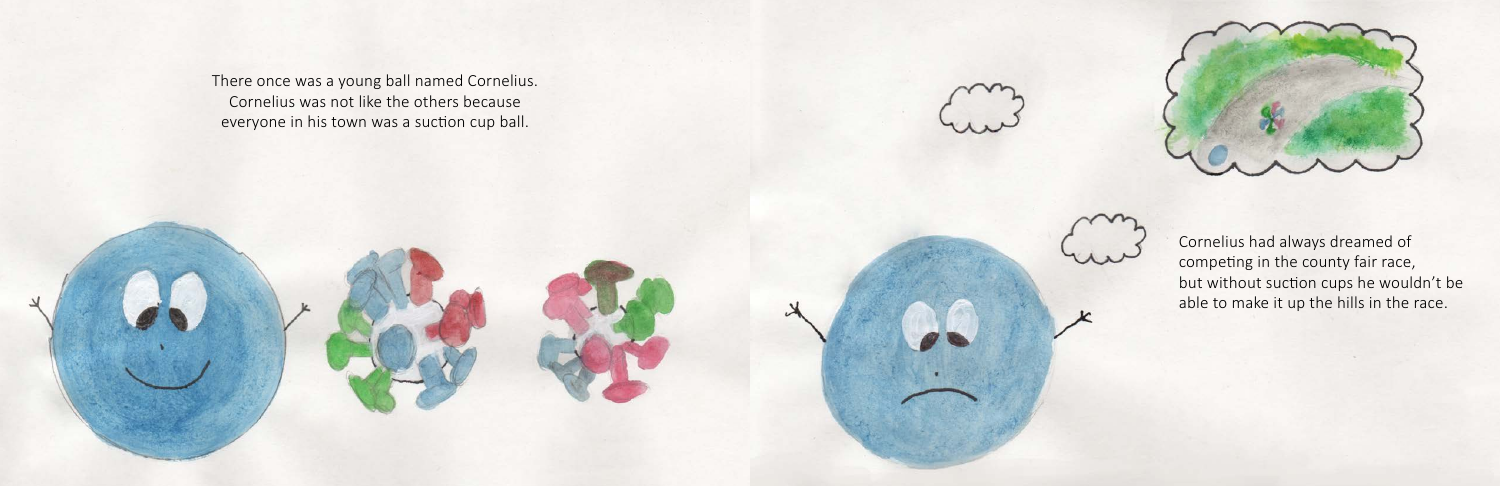There once was a young ball named Cornelius.
Cornelius was not like the others because
everyone in his town was a suction cup ball.

Cornelius had always dreamed of
competing in the county fair race,
but without suction cups he wouldn't be
able to make it up the hills in the race.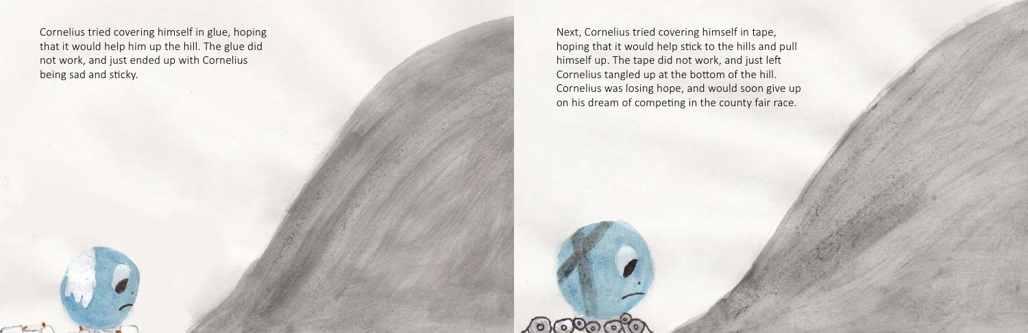Cornelius tried covering himself in glue, hoping that it would help him up the hill. The glue did not work, and just ended up with Cornelius being sad and sticky.

Next, Cornelius tried covering himself in tape, hoping that it would help stick to the hills and pull himself up. The tape did not work, and just left Cornelius tangled up at the bottom of the hill. Cornelius was losing hope, and would soon give up on his dream of competing in the county fair race.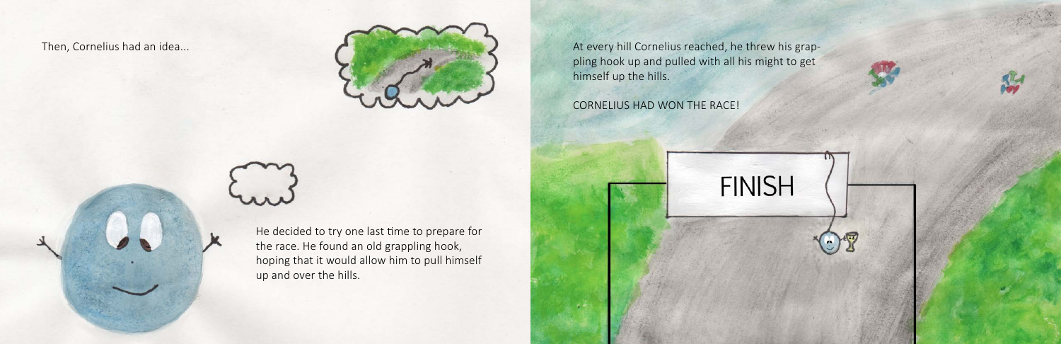Then, Cornelius had an idea...

He decided to try one last time to prepare for the race. He found an old grappling hook, hoping that it would allow him to pull himself up and over the hills.

At every hill Cornelius reached, he threw his grappling hook up and pulled with all his might to get himself up the hills.

CORNELIUS HAD WON THE RACE!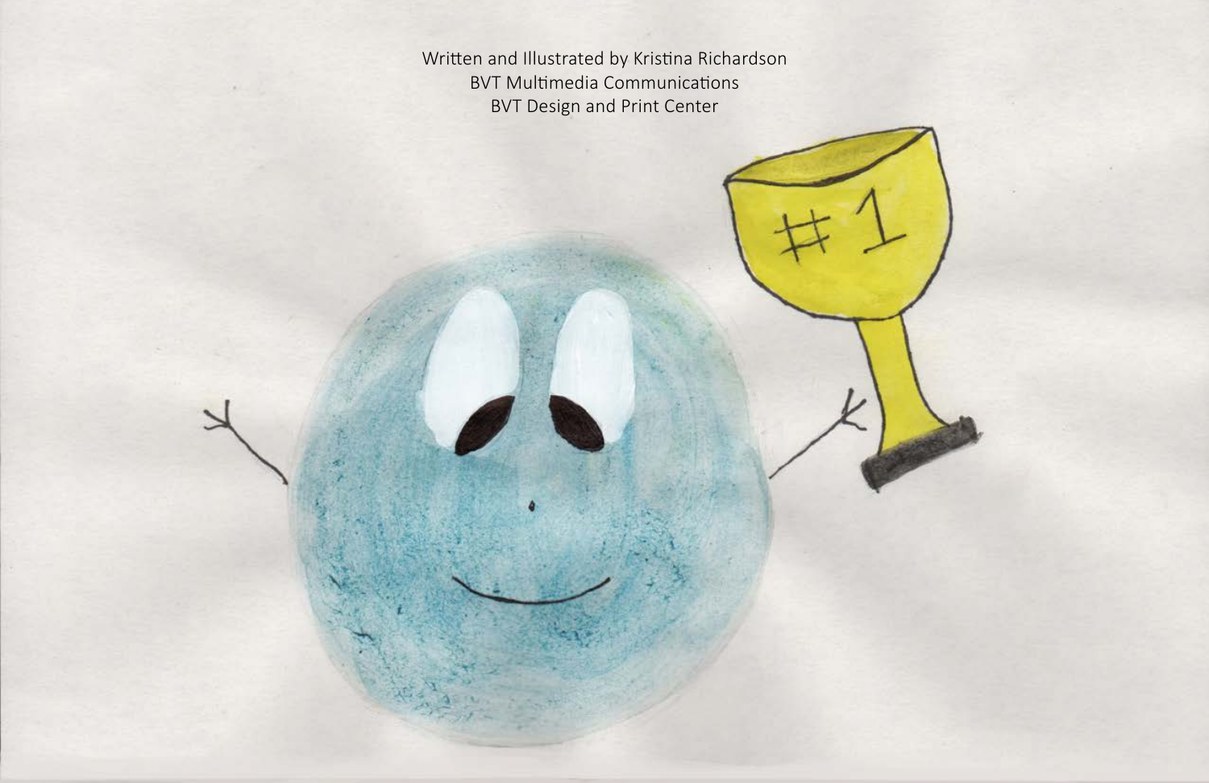Written and Illustrated by Kristina Richardson
BVT Multimedia Communications
BVT Design and Print Center